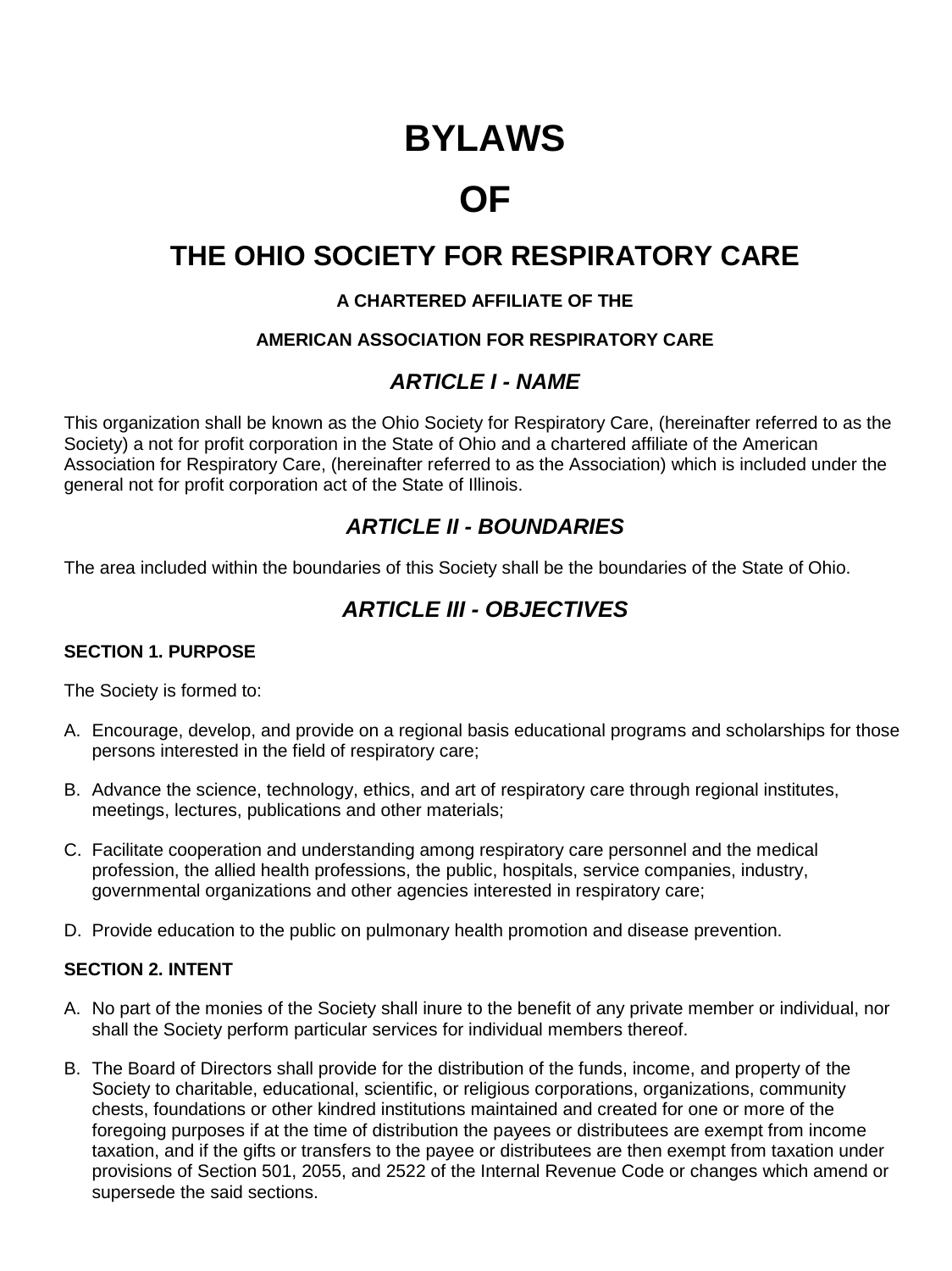# BYLAWS

# OF

# THE OHIO SOCIETY FOR RESPIRATORY CARE

**A CHARTERED AFFILIATE OF THE**

**AMERICAN ASSOCIATION FOR RESPIRATORY CARE**

## *ARTICLE I - NAME*

This organization shall be known as the Ohio Society for Respiratory Care, (hereinafter referred to as the Society) a not for profit corporation in the State of Ohio and a chartered affiliate of the American Association for Respiratory Care, (hereinafter referred to as the Association) which is included under the general not for profit corporation act of the State of Illinois.

## *ARTICLE II - BOUNDARIES*

The area included within the boundaries of this Society shall be the boundaries of the State of Ohio.

## *ARTICLE III - OBJECTIVES*

**SECTION 1. PURPOSE**

The Society is formed to:

A. Encourage, develop, and provide on a regional basis educational programs and scholarships for those persons interested in the field of respiratory care;

B. Advance the science, technology, ethics, and art of respiratory care through regional institutes, meetings, lectures, publications and other materials;

C. Facilitate cooperation and understanding among respiratory care personnel and the medical profession, the allied health professions, the public, hospitals, service companies, industry, governmental organizations and other agencies interested in respiratory care;

D. Provide education to the public on pulmonary health promotion and disease prevention.

**SECTION 2. INTENT**

A. No part of the monies of the Society shall inure to the benefit of any private member or individual, nor shall the Society perform particular services for individual members thereof.

B. The Board of Directors shall provide for the distribution of the funds, income, and property of the Society to charitable, educational, scientific, or religious corporations, organizations, community chests, foundations or other kindred institutions maintained and created for one or more of the foregoing purposes if at the time of distribution the payees or distributees are exempt from income taxation, and if the gifts or transfers to the payee or distributees are then exempt from taxation under provisions of Section 501, 2055, and 2522 of the Internal Revenue Code or changes which amend or supersede the said sections.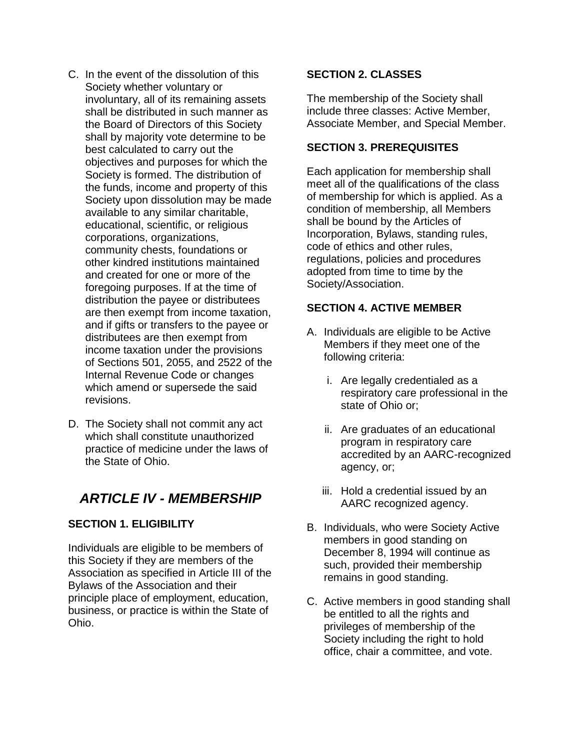C. In the event of the dissolution of this Society whether voluntary or involuntary, all of its remaining assets shall be distributed in such manner as the Board of Directors of this Society shall by majority vote determine to be best calculated to carry out the objectives and purposes for which the Society is formed. The distribution of the funds, income and property of this Society upon dissolution may be made available to any similar charitable, educational, scientific, or religious corporations, organizations, community chests, foundations or other kindred institutions maintained and created for one or more of the foregoing purposes. If at the time of distribution the payee or distributees are then exempt from income taxation, and if gifts or transfers to the payee or distributees are then exempt from income taxation under the provisions of Sections 501, 2055, and 2522 of the Internal Revenue Code or changes which amend or supersede the said revisions.

D. The Society shall not commit any act which shall constitute unauthorized practice of medicine under the laws of the State of Ohio.

## *ARTICLE IV - MEMBERSHIP*

### SECTION 1. ELIGIBILITY

Individuals are eligible to be members of this Society if they are members of the Association as specified in Article III of the Bylaws of the Association and their principle place of employment, education, business, or practice is within the State of Ohio.

### SECTION 2. CLASSES

The membership of the Society shall include three classes: Active Member, Associate Member, and Special Member.

### SECTION 3. PREREQUISITES

Each application for membership shall meet all of the qualifications of the class of membership for which is applied. As a condition of membership, all Members shall be bound by the Articles of Incorporation, Bylaws, standing rules, code of ethics and other rules, regulations, policies and procedures adopted from time to time by the Society/Association.

### SECTION 4. ACTIVE MEMBER

A. Individuals are eligible to be Active Members if they meet one of the following criteria:

   i. Are legally credentialed as a respiratory care professional in the state of Ohio or;

   ii. Are graduates of an educational program in respiratory care accredited by an AARC-recognized agency, or;

   iii. Hold a credential issued by an AARC recognized agency.

B. Individuals, who were Society Active members in good standing on December 8, 1994 will continue as such, provided their membership remains in good standing.

C. Active members in good standing shall be entitled to all the rights and privileges of membership of the Society including the right to hold office, chair a committee, and vote.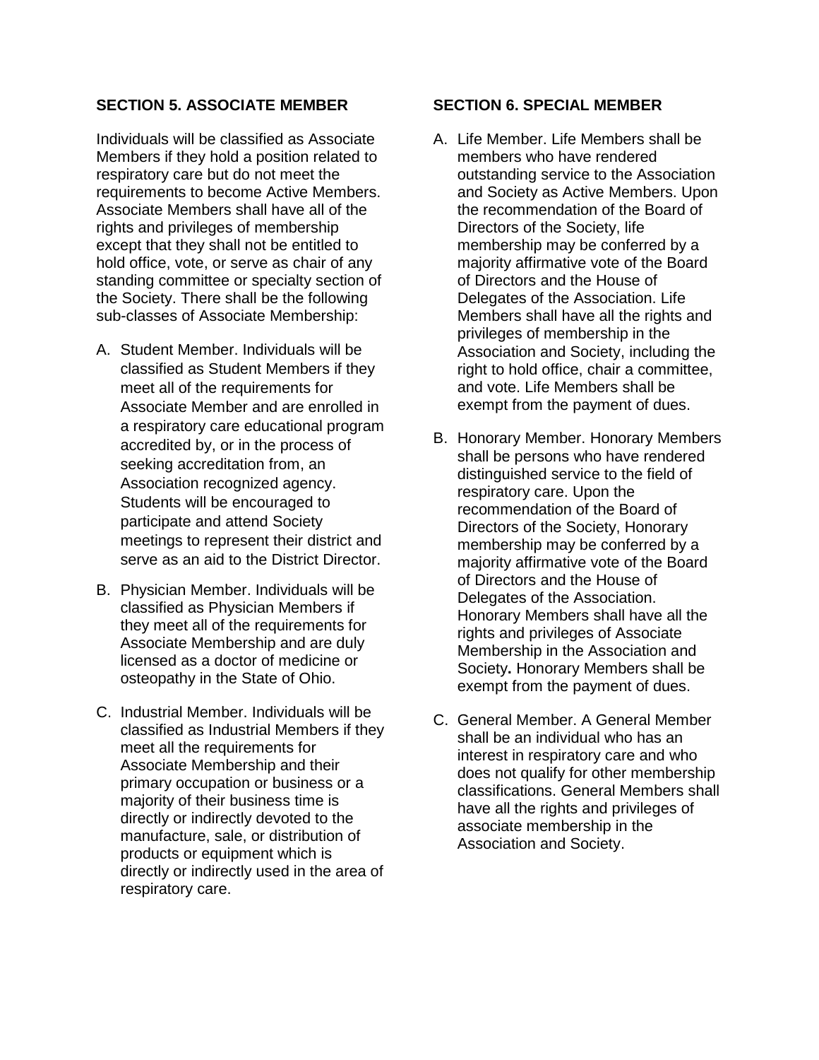**SECTION 5. ASSOCIATE MEMBER**

Individuals will be classified as Associate Members if they hold a position related to respiratory care but do not meet the requirements to become Active Members. Associate Members shall have all of the rights and privileges of membership except that they shall not be entitled to hold office, vote, or serve as chair of any standing committee or specialty section of the Society. There shall be the following sub-classes of Associate Membership:

A. Student Member. Individuals will be classified as Student Members if they meet all of the requirements for Associate Member and are enrolled in a respiratory care educational program accredited by, or in the process of seeking accreditation from, an Association recognized agency. Students will be encouraged to participate and attend Society meetings to represent their district and serve as an aid to the District Director.

B. Physician Member. Individuals will be classified as Physician Members if they meet all of the requirements for Associate Membership and are duly licensed as a doctor of medicine or osteopathy in the State of Ohio.

C. Industrial Member. Individuals will be classified as Industrial Members if they meet all the requirements for Associate Membership and their primary occupation or business or a majority of their business time is directly or indirectly devoted to the manufacture, sale, or distribution of products or equipment which is directly or indirectly used in the area of respiratory care.

**SECTION 6. SPECIAL MEMBER**

A. Life Member. Life Members shall be members who have rendered outstanding service to the Association and Society as Active Members. Upon the recommendation of the Board of Directors of the Society, life membership may be conferred by a majority affirmative vote of the Board of Directors and the House of Delegates of the Association. Life Members shall have all the rights and privileges of membership in the Association and Society, including the right to hold office, chair a committee, and vote. Life Members shall be exempt from the payment of dues.

B. Honorary Member. Honorary Members shall be persons who have rendered distinguished service to the field of respiratory care. Upon the recommendation of the Board of Directors of the Society, Honorary membership may be conferred by a majority affirmative vote of the Board of Directors and the House of Delegates of the Association. Honorary Members shall have all the rights and privileges of Associate Membership in the Association and Society. Honorary Members shall be exempt from the payment of dues.

C. General Member. A General Member shall be an individual who has an interest in respiratory care and who does not qualify for other membership classifications. General Members shall have all the rights and privileges of associate membership in the Association and Society.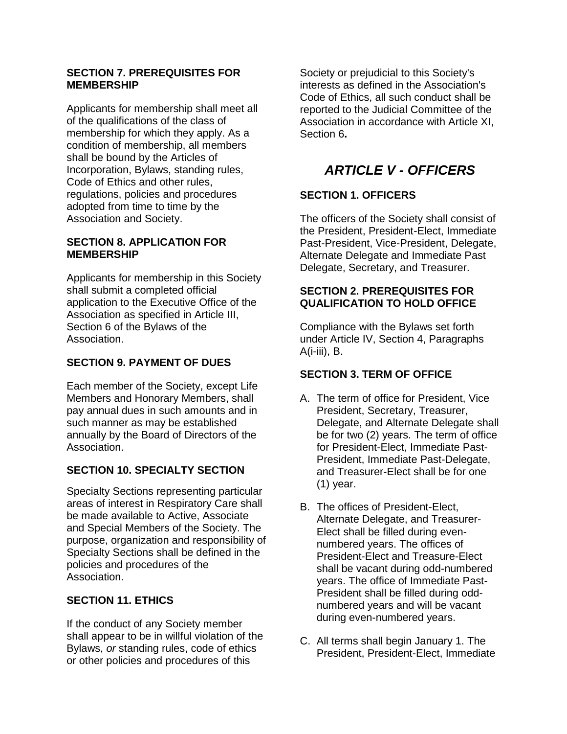### SECTION 7. PREREQUISITES FOR MEMBERSHIP

Applicants for membership shall meet all of the qualifications of the class of membership for which they apply. As a condition of membership, all members shall be bound by the Articles of Incorporation, Bylaws, standing rules, Code of Ethics and other rules, regulations, policies and procedures adopted from time to time by the Association and Society.

### SECTION 8. APPLICATION FOR MEMBERSHIP

Applicants for membership in this Society shall submit a completed official application to the Executive Office of the Association as specified in Article III, Section 6 of the Bylaws of the Association.

### SECTION 9. PAYMENT OF DUES

Each member of the Society, except Life Members and Honorary Members, shall pay annual dues in such amounts and in such manner as may be established annually by the Board of Directors of the Association.

### SECTION 10. SPECIALTY SECTION

Specialty Sections representing particular areas of interest in Respiratory Care shall be made available to Active, Associate and Special Members of the Society. The purpose, organization and responsibility of Specialty Sections shall be defined in the policies and procedures of the Association.

### SECTION 11. ETHICS

If the conduct of any Society member shall appear to be in willful violation of the Bylaws, *or* standing rules, code of ethics or other policies and procedures of this Society or prejudicial to this Society's interests as defined in the Association's Code of Ethics, all such conduct shall be reported to the Judicial Committee of the Association in accordance with Article XI, Section 6**.**

## *ARTICLE V - OFFICERS*

### SECTION 1. OFFICERS

The officers of the Society shall consist of the President, President-Elect, Immediate Past-President, Vice-President, Delegate, Alternate Delegate and Immediate Past Delegate, Secretary, and Treasurer.

### SECTION 2. PREREQUISITES FOR QUALIFICATION TO HOLD OFFICE

Compliance with the Bylaws set forth under Article IV, Section 4, Paragraphs A(i-iii), B.

### SECTION 3. TERM OF OFFICE

A. The term of office for President, Vice President, Secretary, Treasurer, Delegate, and Alternate Delegate shall be for two (2) years. The term of office for President-Elect, Immediate Past-President, Immediate Past-Delegate, and Treasurer-Elect shall be for one (1) year.

B. The offices of President-Elect, Alternate Delegate, and Treasurer-Elect shall be filled during even-numbered years. The offices of President-Elect and Treasure-Elect shall be vacant during odd-numbered years. The office of Immediate Past-President shall be filled during odd-numbered years and will be vacant during even-numbered years.

C. All terms shall begin January 1. The President, President-Elect, Immediate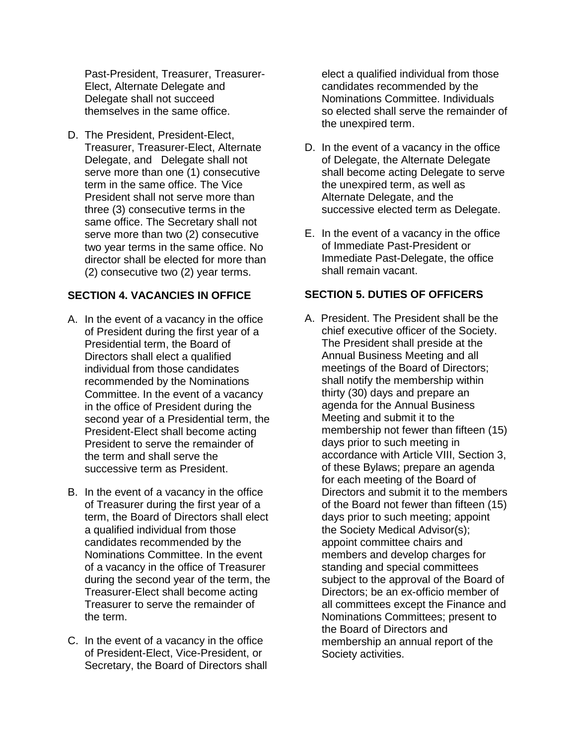Past-President, Treasurer, Treasurer-Elect, Alternate Delegate and Delegate shall not succeed themselves in the same office.

D. The President, President-Elect, Treasurer, Treasurer-Elect, Alternate Delegate, and Delegate shall not serve more than one (1) consecutive term in the same office. The Vice President shall not serve more than three (3) consecutive terms in the same office. The Secretary shall not serve more than two (2) consecutive two year terms in the same office. No director shall be elected for more than (2) consecutive two (2) year terms.

**SECTION 4. VACANCIES IN OFFICE**

A. In the event of a vacancy in the office of President during the first year of a Presidential term, the Board of Directors shall elect a qualified individual from those candidates recommended by the Nominations Committee. In the event of a vacancy in the office of President during the second year of a Presidential term, the President-Elect shall become acting President to serve the remainder of the term and shall serve the successive term as President.

B. In the event of a vacancy in the office of Treasurer during the first year of a term, the Board of Directors shall elect a qualified individual from those candidates recommended by the Nominations Committee. In the event of a vacancy in the office of Treasurer during the second year of the term, the Treasurer-Elect shall become acting Treasurer to serve the remainder of the term.

C. In the event of a vacancy in the office of President-Elect, Vice-President, or Secretary, the Board of Directors shall elect a qualified individual from those candidates recommended by the Nominations Committee. Individuals so elected shall serve the remainder of the unexpired term.

D. In the event of a vacancy in the office of Delegate, the Alternate Delegate shall become acting Delegate to serve the unexpired term, as well as Alternate Delegate, and the successive elected term as Delegate.

E. In the event of a vacancy in the office of Immediate Past-President or Immediate Past-Delegate, the office shall remain vacant.

**SECTION 5. DUTIES OF OFFICERS**

A. President. The President shall be the chief executive officer of the Society. The President shall preside at the Annual Business Meeting and all meetings of the Board of Directors; shall notify the membership within thirty (30) days and prepare an agenda for the Annual Business Meeting and submit it to the membership not fewer than fifteen (15) days prior to such meeting in accordance with Article VIII, Section 3, of these Bylaws; prepare an agenda for each meeting of the Board of Directors and submit it to the members of the Board not fewer than fifteen (15) days prior to such meeting; appoint the Society Medical Advisor(s); appoint committee chairs and members and develop charges for standing and special committees subject to the approval of the Board of Directors; be an ex-officio member of all committees except the Finance and Nominations Committees; present to the Board of Directors and membership an annual report of the Society activities.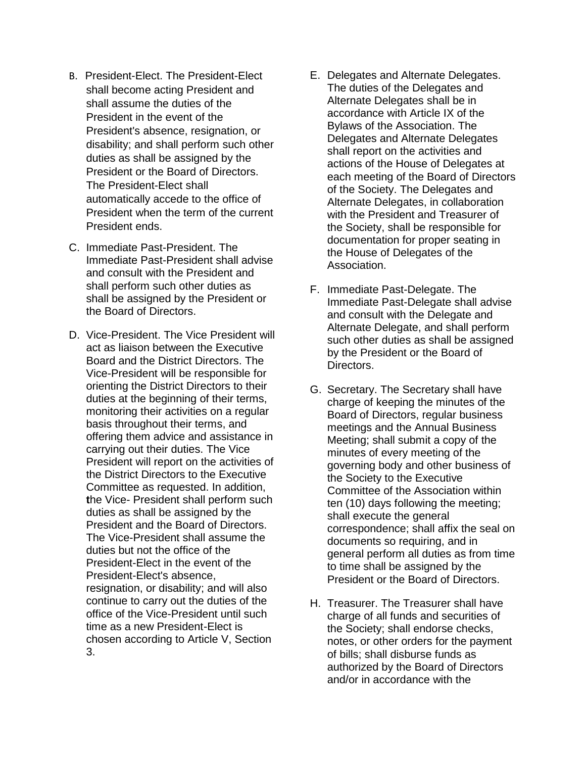B. President-Elect. The President-Elect shall become acting President and shall assume the duties of the President in the event of the President's absence, resignation, or disability; and shall perform such other duties as shall be assigned by the President or the Board of Directors. The President-Elect shall automatically accede to the office of President when the term of the current President ends.

C. Immediate Past-President. The Immediate Past-President shall advise and consult with the President and shall perform such other duties as shall be assigned by the President or the Board of Directors.

D. Vice-President. The Vice President will act as liaison between the Executive Board and the District Directors. The Vice-President will be responsible for orienting the District Directors to their duties at the beginning of their terms, monitoring their activities on a regular basis throughout their terms, and offering them advice and assistance in carrying out their duties. The Vice President will report on the activities of the District Directors to the Executive Committee as requested. In addition, the Vice- President shall perform such duties as shall be assigned by the President and the Board of Directors. The Vice-President shall assume the duties but not the office of the President-Elect in the event of the President-Elect's absence, resignation, or disability; and will also continue to carry out the duties of the office of the Vice-President until such time as a new President-Elect is chosen according to Article V, Section 3.

E. Delegates and Alternate Delegates. The duties of the Delegates and Alternate Delegates shall be in accordance with Article IX of the Bylaws of the Association. The Delegates and Alternate Delegates shall report on the activities and actions of the House of Delegates at each meeting of the Board of Directors of the Society. The Delegates and Alternate Delegates, in collaboration with the President and Treasurer of the Society, shall be responsible for documentation for proper seating in the House of Delegates of the Association.

F. Immediate Past-Delegate. The Immediate Past-Delegate shall advise and consult with the Delegate and Alternate Delegate, and shall perform such other duties as shall be assigned by the President or the Board of Directors.

G. Secretary. The Secretary shall have charge of keeping the minutes of the Board of Directors, regular business meetings and the Annual Business Meeting; shall submit a copy of the minutes of every meeting of the governing body and other business of the Society to the Executive Committee of the Association within ten (10) days following the meeting; shall execute the general correspondence; shall affix the seal on documents so requiring, and in general perform all duties as from time to time shall be assigned by the President or the Board of Directors.

H. Treasurer. The Treasurer shall have charge of all funds and securities of the Society; shall endorse checks, notes, or other orders for the payment of bills; shall disburse funds as authorized by the Board of Directors and/or in accordance with the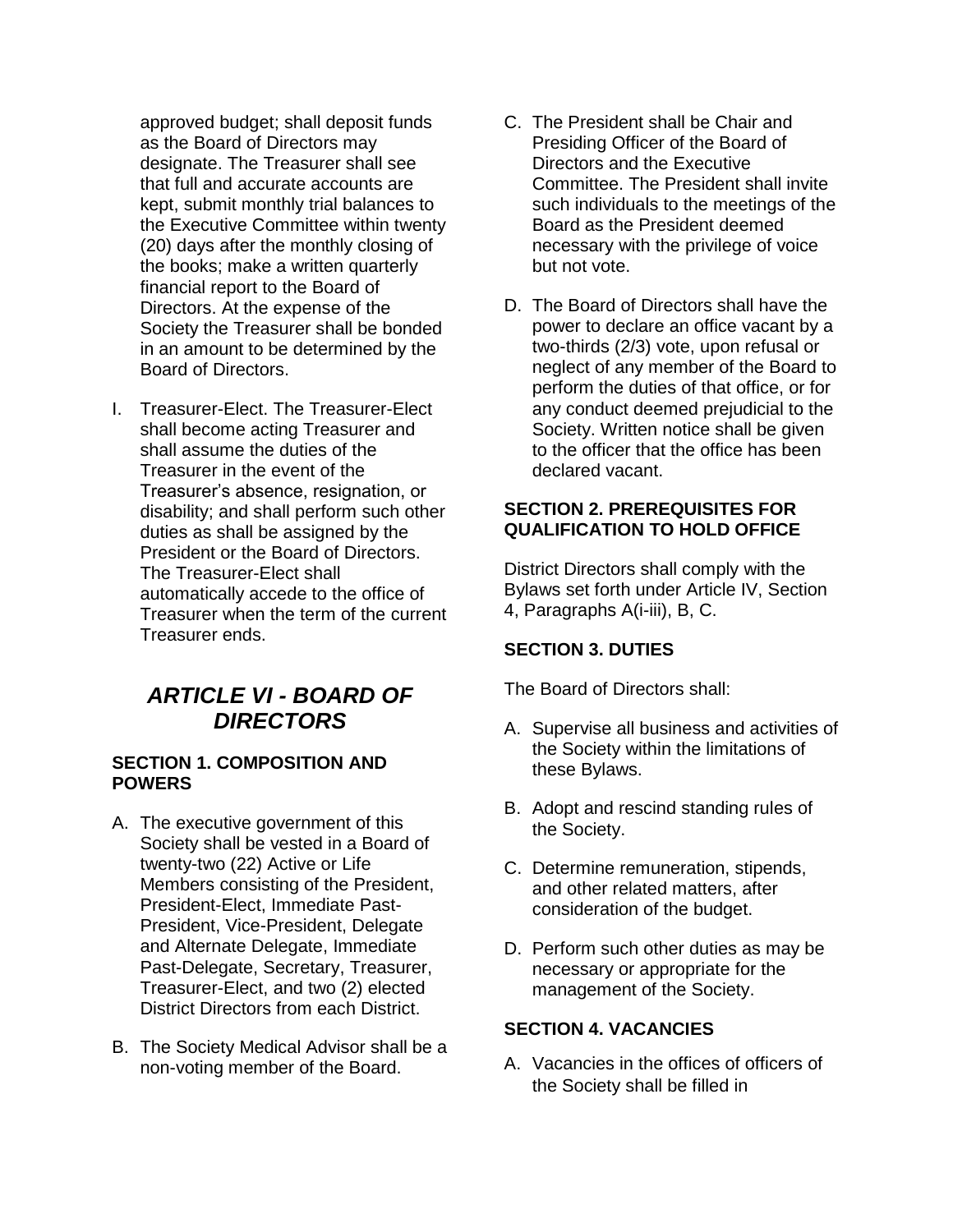approved budget; shall deposit funds as the Board of Directors may designate. The Treasurer shall see that full and accurate accounts are kept, submit monthly trial balances to the Executive Committee within twenty (20) days after the monthly closing of the books; make a written quarterly financial report to the Board of Directors. At the expense of the Society the Treasurer shall be bonded in an amount to be determined by the Board of Directors.

I. Treasurer-Elect. The Treasurer-Elect shall become acting Treasurer and shall assume the duties of the Treasurer in the event of the Treasurer's absence, resignation, or disability; and shall perform such other duties as shall be assigned by the President or the Board of Directors. The Treasurer-Elect shall automatically accede to the office of Treasurer when the term of the current Treasurer ends.

## *ARTICLE VI - BOARD OF DIRECTORS*

### SECTION 1. COMPOSITION AND POWERS

A. The executive government of this Society shall be vested in a Board of twenty-two (22) Active or Life Members consisting of the President, President-Elect, Immediate Past-President, Vice-President, Delegate and Alternate Delegate, Immediate Past-Delegate, Secretary, Treasurer, Treasurer-Elect, and two (2) elected District Directors from each District.

B. The Society Medical Advisor shall be a non-voting member of the Board.

C. The President shall be Chair and Presiding Officer of the Board of Directors and the Executive Committee. The President shall invite such individuals to the meetings of the Board as the President deemed necessary with the privilege of voice but not vote.

D. The Board of Directors shall have the power to declare an office vacant by a two-thirds (2/3) vote, upon refusal or neglect of any member of the Board to perform the duties of that office, or for any conduct deemed prejudicial to the Society. Written notice shall be given to the officer that the office has been declared vacant.

### SECTION 2. PREREQUISITES FOR QUALIFICATION TO HOLD OFFICE

District Directors shall comply with the Bylaws set forth under Article IV, Section 4, Paragraphs A(i-iii), B, C.

### SECTION 3. DUTIES

The Board of Directors shall:

A. Supervise all business and activities of the Society within the limitations of these Bylaws.

B. Adopt and rescind standing rules of the Society.

C. Determine remuneration, stipends, and other related matters, after consideration of the budget.

D. Perform such other duties as may be necessary or appropriate for the management of the Society.

### SECTION 4. VACANCIES

A. Vacancies in the offices of officers of the Society shall be filled in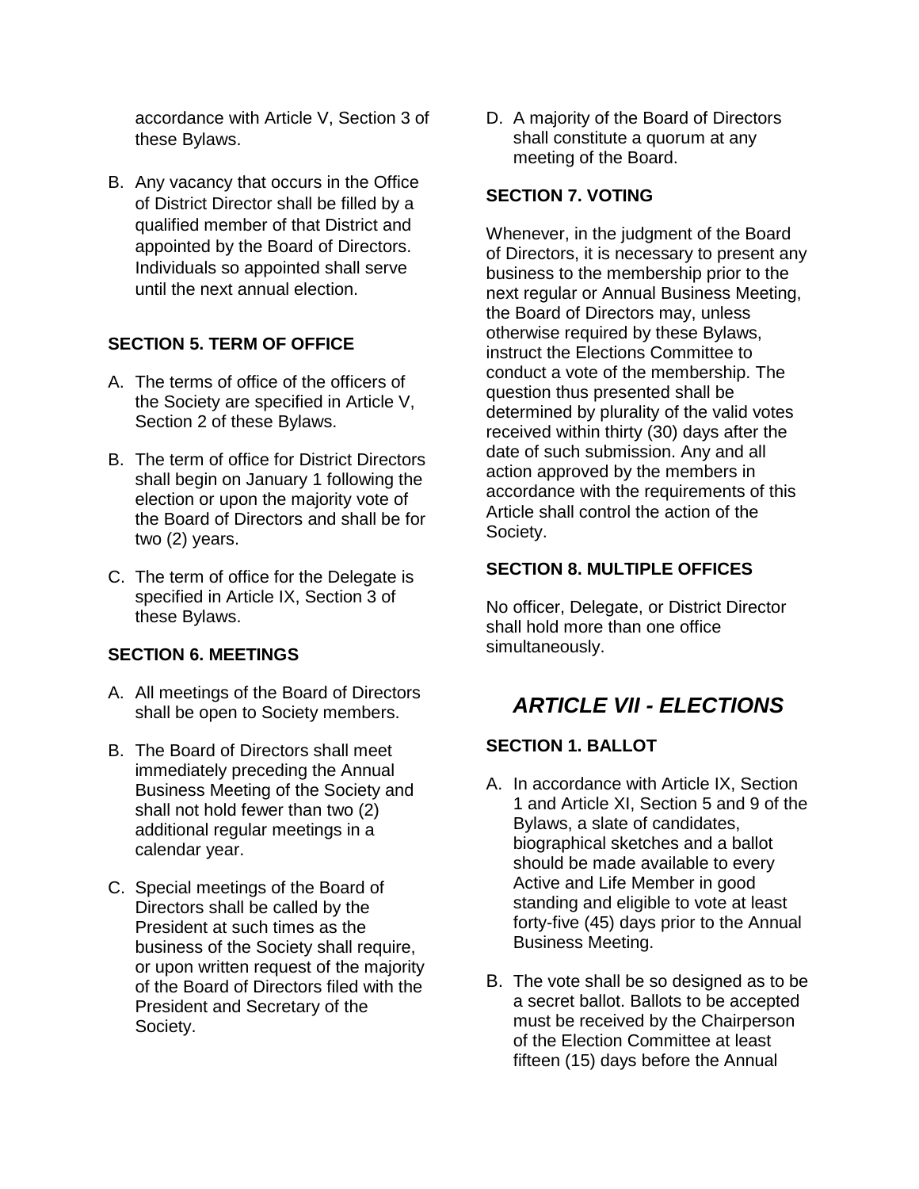accordance with Article V, Section 3 of these Bylaws.

B. Any vacancy that occurs in the Office of District Director shall be filled by a qualified member of that District and appointed by the Board of Directors. Individuals so appointed shall serve until the next annual election.

### SECTION 5. TERM OF OFFICE

A. The terms of office of the officers of the Society are specified in Article V, Section 2 of these Bylaws.

B. The term of office for District Directors shall begin on January 1 following the election or upon the majority vote of the Board of Directors and shall be for two (2) years.

C. The term of office for the Delegate is specified in Article IX, Section 3 of these Bylaws.

### SECTION 6. MEETINGS

A. All meetings of the Board of Directors shall be open to Society members.

B. The Board of Directors shall meet immediately preceding the Annual Business Meeting of the Society and shall not hold fewer than two (2) additional regular meetings in a calendar year.

C. Special meetings of the Board of Directors shall be called by the President at such times as the business of the Society shall require, or upon written request of the majority of the Board of Directors filed with the President and Secretary of the Society.

D. A majority of the Board of Directors shall constitute a quorum at any meeting of the Board.

### SECTION 7. VOTING

Whenever, in the judgment of the Board of Directors, it is necessary to present any business to the membership prior to the next regular or Annual Business Meeting, the Board of Directors may, unless otherwise required by these Bylaws, instruct the Elections Committee to conduct a vote of the membership. The question thus presented shall be determined by plurality of the valid votes received within thirty (30) days after the date of such submission. Any and all action approved by the members in accordance with the requirements of this Article shall control the action of the Society.

### SECTION 8. MULTIPLE OFFICES

No officer, Delegate, or District Director shall hold more than one office simultaneously.

## *ARTICLE VII - ELECTIONS*

### SECTION 1. BALLOT

A. In accordance with Article IX, Section 1 and Article XI, Section 5 and 9 of the Bylaws, a slate of candidates, biographical sketches and a ballot should be made available to every Active and Life Member in good standing and eligible to vote at least forty-five (45) days prior to the Annual Business Meeting.

B. The vote shall be so designed as to be a secret ballot. Ballots to be accepted must be received by the Chairperson of the Election Committee at least fifteen (15) days before the Annual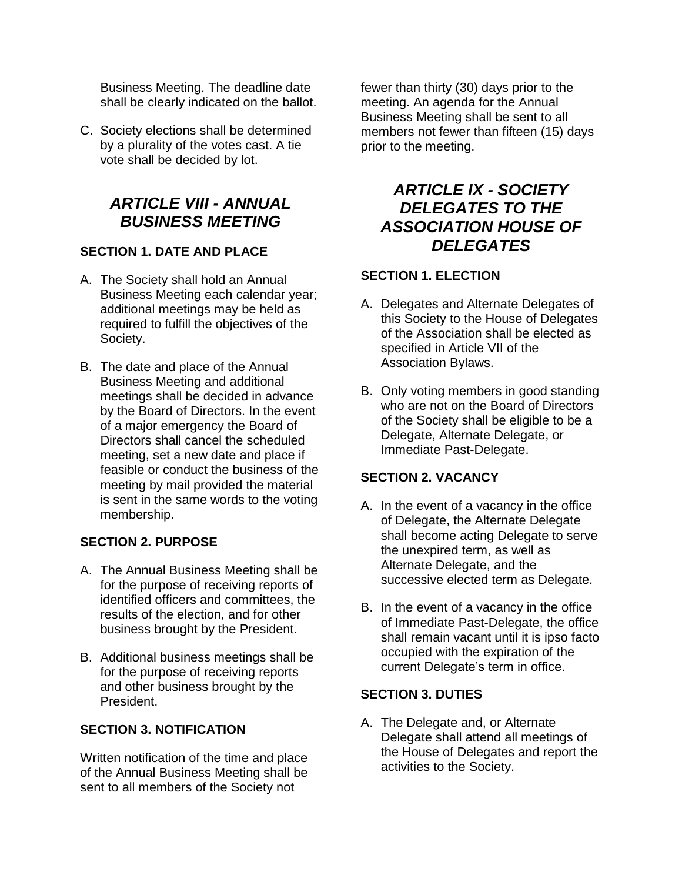Business Meeting. The deadline date shall be clearly indicated on the ballot.

C. Society elections shall be determined by a plurality of the votes cast. A tie vote shall be decided by lot.

## *ARTICLE VIII - ANNUAL BUSINESS MEETING*

### SECTION 1. DATE AND PLACE

A. The Society shall hold an Annual Business Meeting each calendar year; additional meetings may be held as required to fulfill the objectives of the Society.

B. The date and place of the Annual Business Meeting and additional meetings shall be decided in advance by the Board of Directors. In the event of a major emergency the Board of Directors shall cancel the scheduled meeting, set a new date and place if feasible or conduct the business of the meeting by mail provided the material is sent in the same words to the voting membership.

### SECTION 2. PURPOSE

A. The Annual Business Meeting shall be for the purpose of receiving reports of identified officers and committees, the results of the election, and for other business brought by the President.

B. Additional business meetings shall be for the purpose of receiving reports and other business brought by the President.

### SECTION 3. NOTIFICATION

Written notification of the time and place of the Annual Business Meeting shall be sent to all members of the Society not fewer than thirty (30) days prior to the meeting. An agenda for the Annual Business Meeting shall be sent to all members not fewer than fifteen (15) days prior to the meeting.

## *ARTICLE IX - SOCIETY DELEGATES TO THE ASSOCIATION HOUSE OF DELEGATES*

### SECTION 1. ELECTION

A. Delegates and Alternate Delegates of this Society to the House of Delegates of the Association shall be elected as specified in Article VII of the Association Bylaws.

B. Only voting members in good standing who are not on the Board of Directors of the Society shall be eligible to be a Delegate, Alternate Delegate, or Immediate Past-Delegate.

### SECTION 2. VACANCY

A. In the event of a vacancy in the office of Delegate, the Alternate Delegate shall become acting Delegate to serve the unexpired term, as well as Alternate Delegate, and the successive elected term as Delegate.

B. In the event of a vacancy in the office of Immediate Past-Delegate, the office shall remain vacant until it is ipso facto occupied with the expiration of the current Delegate's term in office.

### SECTION 3. DUTIES

A. The Delegate and, or Alternate Delegate shall attend all meetings of the House of Delegates and report the activities to the Society.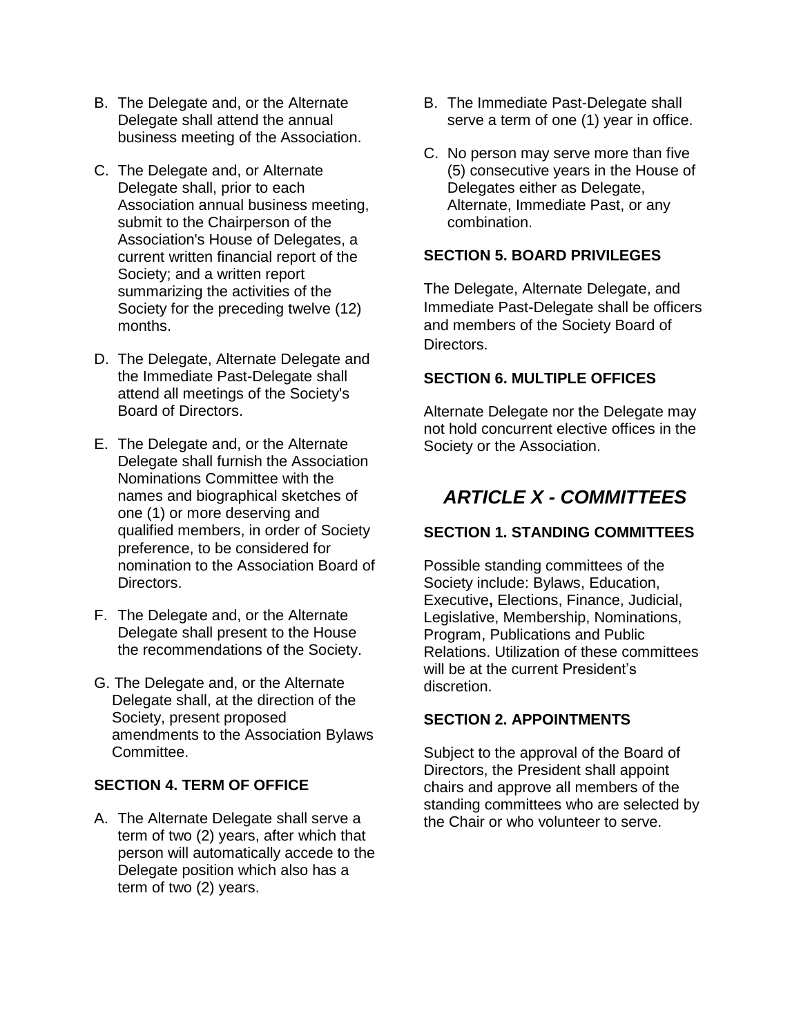B. The Delegate and, or the Alternate Delegate shall attend the annual business meeting of the Association.

C. The Delegate and, or Alternate Delegate shall, prior to each Association annual business meeting, submit to the Chairperson of the Association's House of Delegates, a current written financial report of the Society; and a written report summarizing the activities of the Society for the preceding twelve (12) months.

D. The Delegate, Alternate Delegate and the Immediate Past-Delegate shall attend all meetings of the Society's Board of Directors.

E. The Delegate and, or the Alternate Delegate shall furnish the Association Nominations Committee with the names and biographical sketches of one (1) or more deserving and qualified members, in order of Society preference, to be considered for nomination to the Association Board of Directors.

F. The Delegate and, or the Alternate Delegate shall present to the House the recommendations of the Society.

G. The Delegate and, or the Alternate Delegate shall, at the direction of the Society, present proposed amendments to the Association Bylaws Committee.

### SECTION 4. TERM OF OFFICE

A. The Alternate Delegate shall serve a term of two (2) years, after which that person will automatically accede to the Delegate position which also has a term of two (2) years.

B. The Immediate Past-Delegate shall serve a term of one (1) year in office.

C. No person may serve more than five (5) consecutive years in the House of Delegates either as Delegate, Alternate, Immediate Past, or any combination.

### SECTION 5. BOARD PRIVILEGES

The Delegate, Alternate Delegate, and Immediate Past-Delegate shall be officers and members of the Society Board of Directors.

### SECTION 6. MULTIPLE OFFICES

Alternate Delegate nor the Delegate may not hold concurrent elective offices in the Society or the Association.

## *ARTICLE X - COMMITTEES*

### SECTION 1. STANDING COMMITTEES

Possible standing committees of the Society include: Bylaws, Education, Executive**,** Elections, Finance, Judicial, Legislative, Membership, Nominations, Program, Publications and Public Relations. Utilization of these committees will be at the current President's discretion.

### SECTION 2. APPOINTMENTS

Subject to the approval of the Board of Directors, the President shall appoint chairs and approve all members of the standing committees who are selected by the Chair or who volunteer to serve.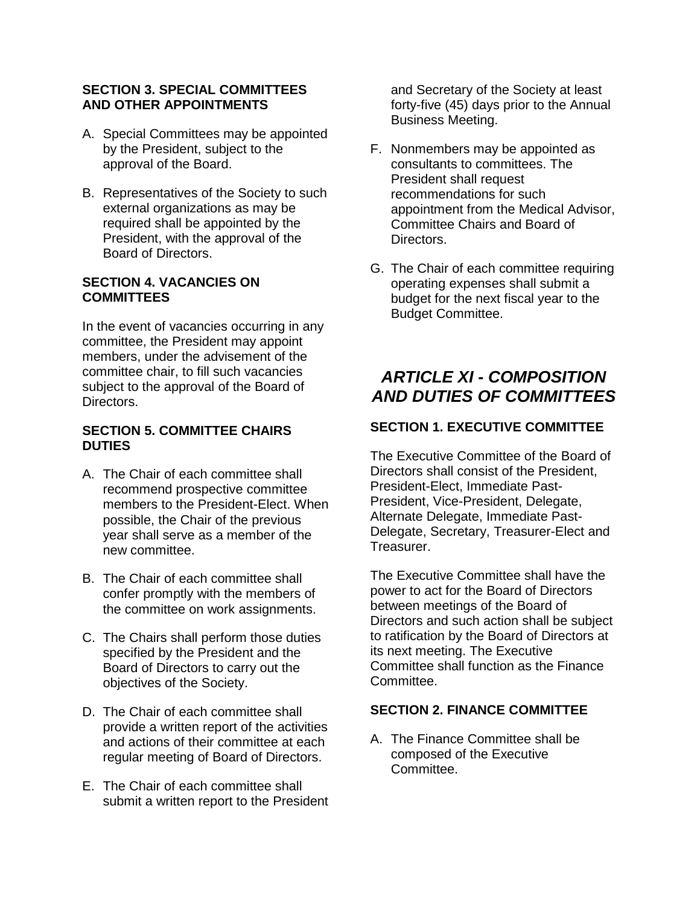### SECTION 3. SPECIAL COMMITTEES AND OTHER APPOINTMENTS

A. Special Committees may be appointed by the President, subject to the approval of the Board.

B. Representatives of the Society to such external organizations as may be required shall be appointed by the President, with the approval of the Board of Directors.

### SECTION 4. VACANCIES ON COMMITTEES

In the event of vacancies occurring in any committee, the President may appoint members, under the advisement of the committee chair, to fill such vacancies subject to the approval of the Board of Directors.

### SECTION 5. COMMITTEE CHAIRS DUTIES

A. The Chair of each committee shall recommend prospective committee members to the President-Elect. When possible, the Chair of the previous year shall serve as a member of the new committee.

B. The Chair of each committee shall confer promptly with the members of the committee on work assignments.

C. The Chairs shall perform those duties specified by the President and the Board of Directors to carry out the objectives of the Society.

D. The Chair of each committee shall provide a written report of the activities and actions of their committee at each regular meeting of Board of Directors.

E. The Chair of each committee shall submit a written report to the President and Secretary of the Society at least forty-five (45) days prior to the Annual Business Meeting.

F. Nonmembers may be appointed as consultants to committees. The President shall request recommendations for such appointment from the Medical Advisor, Committee Chairs and Board of Directors.

G. The Chair of each committee requiring operating expenses shall submit a budget for the next fiscal year to the Budget Committee.

## *ARTICLE XI - COMPOSITION AND DUTIES OF COMMITTEES*

### SECTION 1. EXECUTIVE COMMITTEE

The Executive Committee of the Board of Directors shall consist of the President, President-Elect, Immediate Past-President, Vice-President, Delegate, Alternate Delegate, Immediate Past-Delegate, Secretary, Treasurer-Elect and Treasurer.

The Executive Committee shall have the power to act for the Board of Directors between meetings of the Board of Directors and such action shall be subject to ratification by the Board of Directors at its next meeting. The Executive Committee shall function as the Finance Committee.

### SECTION 2. FINANCE COMMITTEE

A. The Finance Committee shall be composed of the Executive Committee.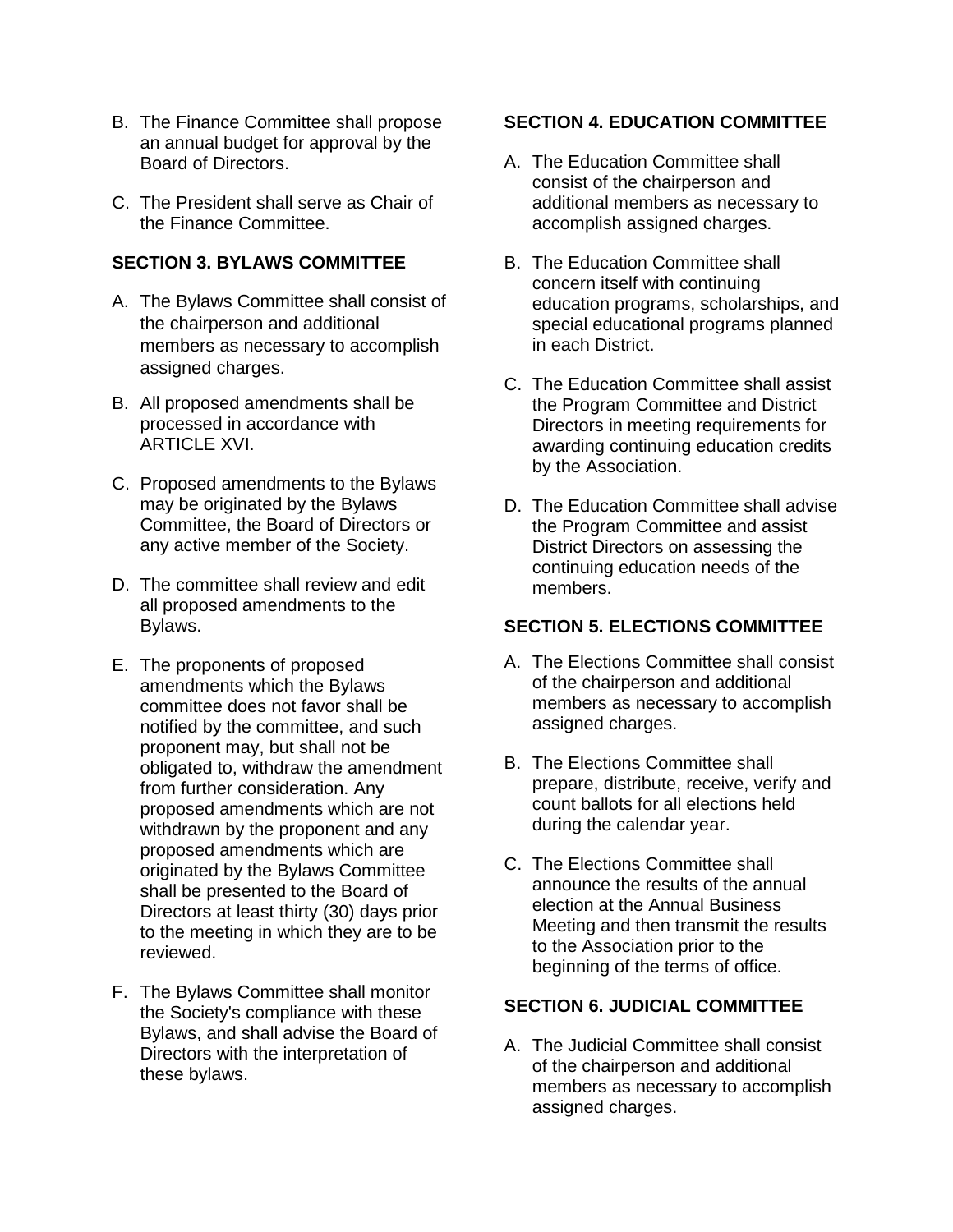B. The Finance Committee shall propose an annual budget for approval by the Board of Directors.

C. The President shall serve as Chair of the Finance Committee.

**SECTION 3. BYLAWS COMMITTEE**

A. The Bylaws Committee shall consist of the chairperson and additional members as necessary to accomplish assigned charges.

B. All proposed amendments shall be processed in accordance with ARTICLE XVI.

C. Proposed amendments to the Bylaws may be originated by the Bylaws Committee, the Board of Directors or any active member of the Society.

D. The committee shall review and edit all proposed amendments to the Bylaws.

E. The proponents of proposed amendments which the Bylaws committee does not favor shall be notified by the committee, and such proponent may, but shall not be obligated to, withdraw the amendment from further consideration. Any proposed amendments which are not withdrawn by the proponent and any proposed amendments which are originated by the Bylaws Committee shall be presented to the Board of Directors at least thirty (30) days prior to the meeting in which they are to be reviewed.

F. The Bylaws Committee shall monitor the Society's compliance with these Bylaws, and shall advise the Board of Directors with the interpretation of these bylaws.

**SECTION 4. EDUCATION COMMITTEE**

A. The Education Committee shall consist of the chairperson and additional members as necessary to accomplish assigned charges.

B. The Education Committee shall concern itself with continuing education programs, scholarships, and special educational programs planned in each District.

C. The Education Committee shall assist the Program Committee and District Directors in meeting requirements for awarding continuing education credits by the Association.

D. The Education Committee shall advise the Program Committee and assist District Directors on assessing the continuing education needs of the members.

**SECTION 5. ELECTIONS COMMITTEE**

A. The Elections Committee shall consist of the chairperson and additional members as necessary to accomplish assigned charges.

B. The Elections Committee shall prepare, distribute, receive, verify and count ballots for all elections held during the calendar year.

C. The Elections Committee shall announce the results of the annual election at the Annual Business Meeting and then transmit the results to the Association prior to the beginning of the terms of office.

**SECTION 6. JUDICIAL COMMITTEE**

A. The Judicial Committee shall consist of the chairperson and additional members as necessary to accomplish assigned charges.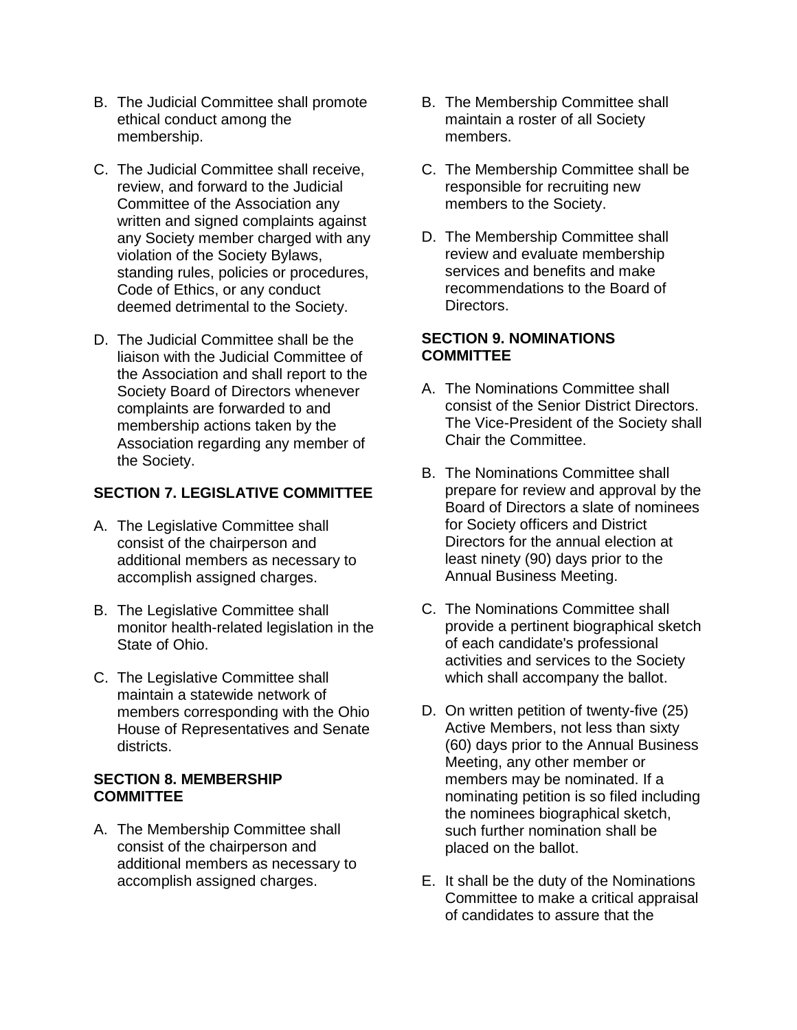B. The Judicial Committee shall promote ethical conduct among the membership.

C. The Judicial Committee shall receive, review, and forward to the Judicial Committee of the Association any written and signed complaints against any Society member charged with any violation of the Society Bylaws, standing rules, policies or procedures, Code of Ethics, or any conduct deemed detrimental to the Society.

D. The Judicial Committee shall be the liaison with the Judicial Committee of the Association and shall report to the Society Board of Directors whenever complaints are forwarded to and membership actions taken by the Association regarding any member of the Society.

**SECTION 7. LEGISLATIVE COMMITTEE**

A. The Legislative Committee shall consist of the chairperson and additional members as necessary to accomplish assigned charges.

B. The Legislative Committee shall monitor health-related legislation in the State of Ohio.

C. The Legislative Committee shall maintain a statewide network of members corresponding with the Ohio House of Representatives and Senate districts.

**SECTION 8. MEMBERSHIP COMMITTEE**

A. The Membership Committee shall consist of the chairperson and additional members as necessary to accomplish assigned charges.

B. The Membership Committee shall maintain a roster of all Society members.

C. The Membership Committee shall be responsible for recruiting new members to the Society.

D. The Membership Committee shall review and evaluate membership services and benefits and make recommendations to the Board of Directors.

**SECTION 9. NOMINATIONS COMMITTEE**

A. The Nominations Committee shall consist of the Senior District Directors. The Vice-President of the Society shall Chair the Committee.

B. The Nominations Committee shall prepare for review and approval by the Board of Directors a slate of nominees for Society officers and District Directors for the annual election at least ninety (90) days prior to the Annual Business Meeting.

C. The Nominations Committee shall provide a pertinent biographical sketch of each candidate's professional activities and services to the Society which shall accompany the ballot.

D. On written petition of twenty-five (25) Active Members, not less than sixty (60) days prior to the Annual Business Meeting, any other member or members may be nominated. If a nominating petition is so filed including the nominees biographical sketch, such further nomination shall be placed on the ballot.

E. It shall be the duty of the Nominations Committee to make a critical appraisal of candidates to assure that the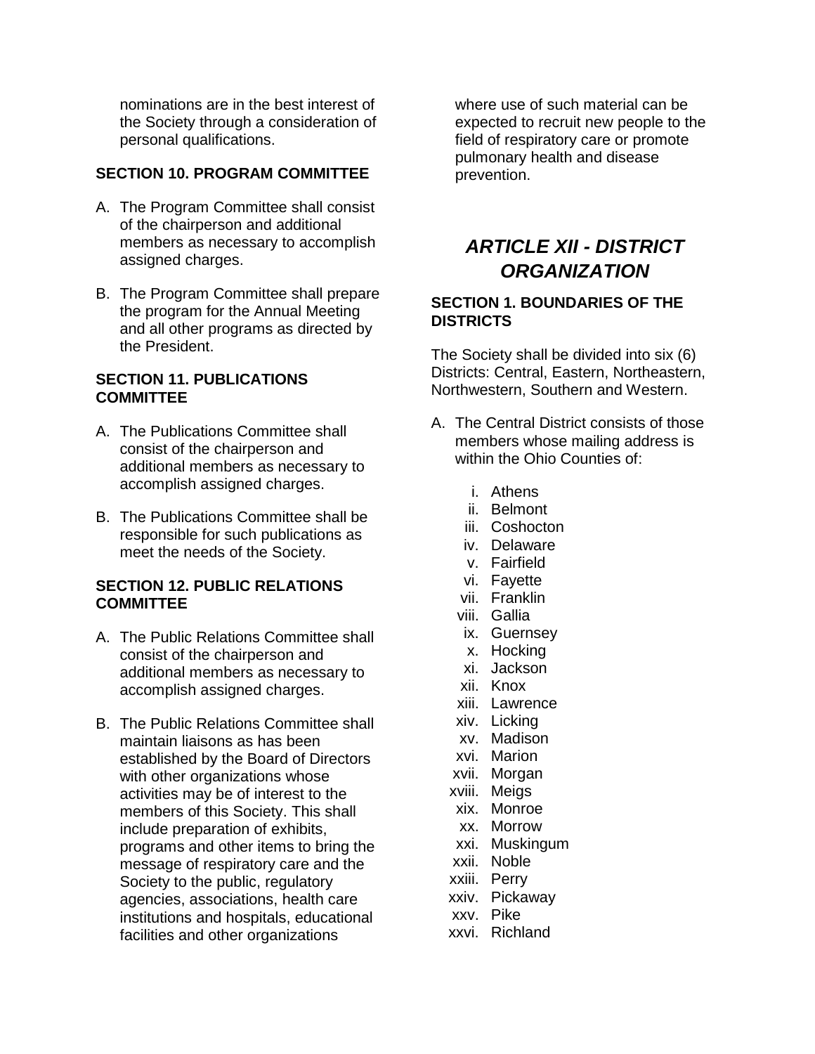nominations are in the best interest of the Society through a consideration of personal qualifications.

### SECTION 10. PROGRAM COMMITTEE

A. The Program Committee shall consist of the chairperson and additional members as necessary to accomplish assigned charges.

B. The Program Committee shall prepare the program for the Annual Meeting and all other programs as directed by the President.

### SECTION 11. PUBLICATIONS COMMITTEE

A. The Publications Committee shall consist of the chairperson and additional members as necessary to accomplish assigned charges.

B. The Publications Committee shall be responsible for such publications as meet the needs of the Society.

### SECTION 12. PUBLIC RELATIONS COMMITTEE

A. The Public Relations Committee shall consist of the chairperson and additional members as necessary to accomplish assigned charges.

B. The Public Relations Committee shall maintain liaisons as has been established by the Board of Directors with other organizations whose activities may be of interest to the members of this Society. This shall include preparation of exhibits, programs and other items to bring the message of respiratory care and the Society to the public, regulatory agencies, associations, health care institutions and hospitals, educational facilities and other organizations where use of such material can be expected to recruit new people to the field of respiratory care or promote pulmonary health and disease prevention.

## *ARTICLE XII - DISTRICT ORGANIZATION*

### SECTION 1. BOUNDARIES OF THE DISTRICTS

The Society shall be divided into six (6) Districts: Central, Eastern, Northeastern, Northwestern, Southern and Western.

A. The Central District consists of those members whose mailing address is within the Ohio Counties of:

   i. Athens
   ii. Belmont
   iii. Coshocton
   iv. Delaware
   v. Fairfield
   vi. Fayette
   vii. Franklin
   viii. Gallia
   ix. Guernsey
   x. Hocking
   xi. Jackson
   xii. Knox
   xiii. Lawrence
   xiv. Licking
   xv. Madison
   xvi. Marion
   xvii. Morgan
   xviii. Meigs
   xix. Monroe
   xx. Morrow
   xxi. Muskingum
   xxii. Noble
   xxiii. Perry
   xxiv. Pickaway
   xxv. Pike
   xxvi. Richland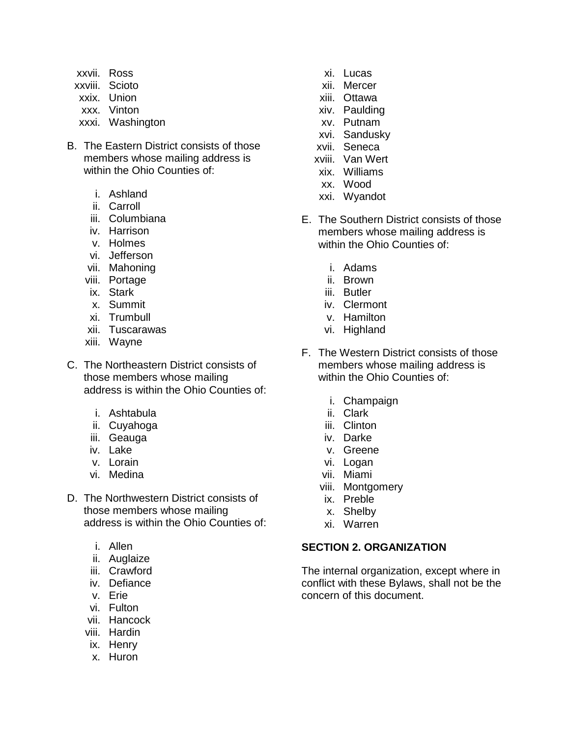xxvii. Ross
xxviii. Scioto
xxix. Union
xxx. Vinton
xxxi. Washington

B. The Eastern District consists of those members whose mailing address is within the Ohio Counties of:

i. Ashland
ii. Carroll
iii. Columbiana
iv. Harrison
v. Holmes
vi. Jefferson
vii. Mahoning
viii. Portage
ix. Stark
x. Summit
xi. Trumbull
xii. Tuscarawas
xiii. Wayne

C. The Northeastern District consists of those members whose mailing address is within the Ohio Counties of:

i. Ashtabula
ii. Cuyahoga
iii. Geauga
iv. Lake
v. Lorain
vi. Medina

D. The Northwestern District consists of those members whose mailing address is within the Ohio Counties of:

i. Allen
ii. Auglaize
iii. Crawford
iv. Defiance
v. Erie
vi. Fulton
vii. Hancock
viii. Hardin
ix. Henry
x. Huron
xi. Lucas
xii. Mercer
xiii. Ottawa
xiv. Paulding
xv. Putnam
xvi. Sandusky
xvii. Seneca
xviii. Van Wert
xix. Williams
xx. Wood
xxi. Wyandot

E. The Southern District consists of those members whose mailing address is within the Ohio Counties of:

i. Adams
ii. Brown
iii. Butler
iv. Clermont
v. Hamilton
vi. Highland

F. The Western District consists of those members whose mailing address is within the Ohio Counties of:

i. Champaign
ii. Clark
iii. Clinton
iv. Darke
v. Greene
vi. Logan
vii. Miami
viii. Montgomery
ix. Preble
x. Shelby
xi. Warren

**SECTION 2. ORGANIZATION**

The internal organization, except where in conflict with these Bylaws, shall not be the concern of this document.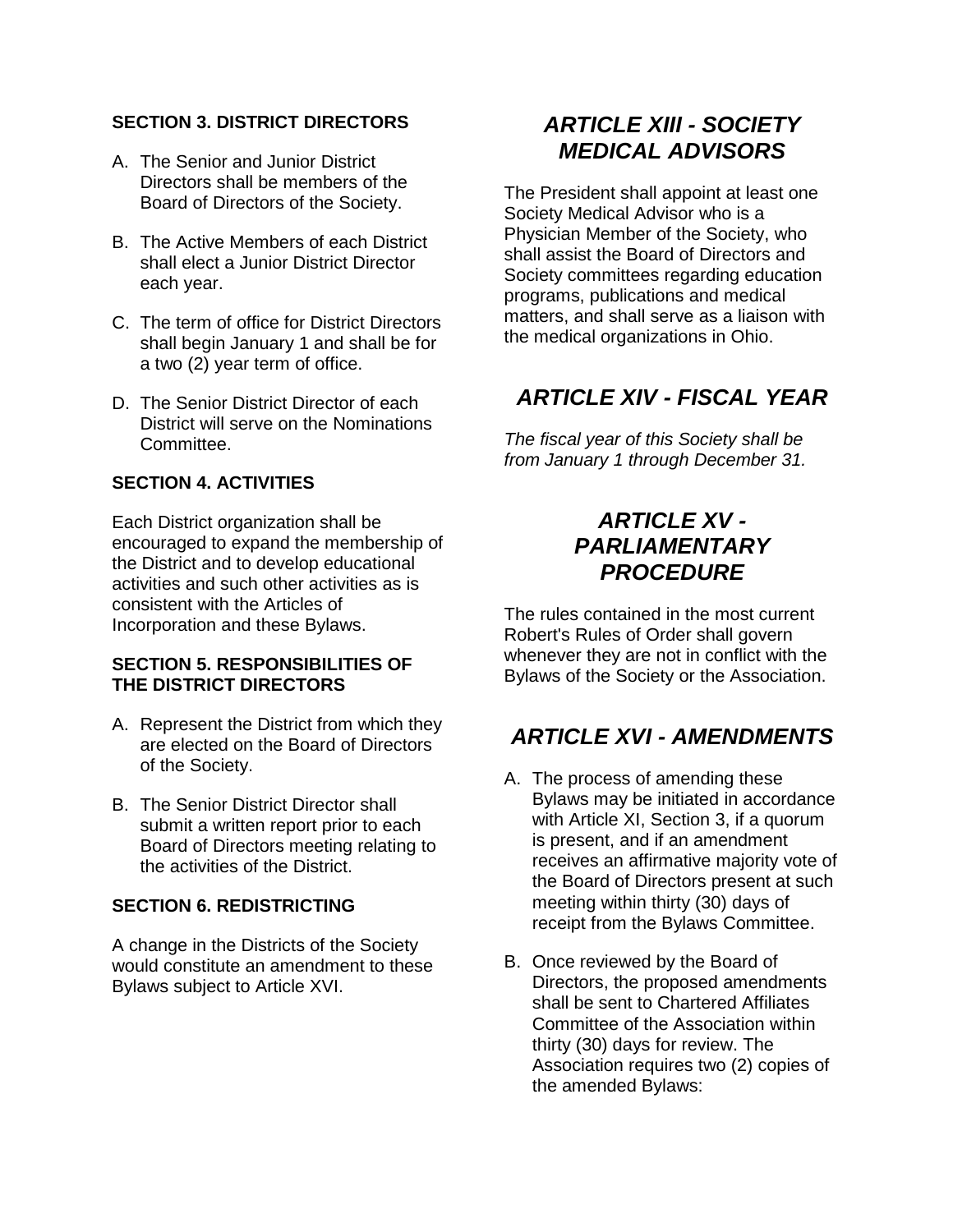### SECTION 3. DISTRICT DIRECTORS

A. The Senior and Junior District Directors shall be members of the Board of Directors of the Society.

B. The Active Members of each District shall elect a Junior District Director each year.

C. The term of office for District Directors shall begin January 1 and shall be for a two (2) year term of office.

D. The Senior District Director of each District will serve on the Nominations Committee.

### SECTION 4. ACTIVITIES

Each District organization shall be encouraged to expand the membership of the District and to develop educational activities and such other activities as is consistent with the Articles of Incorporation and these Bylaws.

### SECTION 5. RESPONSIBILITIES OF THE DISTRICT DIRECTORS

A. Represent the District from which they are elected on the Board of Directors of the Society.

B. The Senior District Director shall submit a written report prior to each Board of Directors meeting relating to the activities of the District.

### SECTION 6. REDISTRICTING

A change in the Districts of the Society would constitute an amendment to these Bylaws subject to Article XVI.

## *ARTICLE XIII - SOCIETY MEDICAL ADVISORS*

The President shall appoint at least one Society Medical Advisor who is a Physician Member of the Society, who shall assist the Board of Directors and Society committees regarding education programs, publications and medical matters, and shall serve as a liaison with the medical organizations in Ohio.

## *ARTICLE XIV - FISCAL YEAR*

*The fiscal year of this Society shall be from January 1 through December 31.*

## *ARTICLE XV - PARLIAMENTARY PROCEDURE*

The rules contained in the most current Robert's Rules of Order shall govern whenever they are not in conflict with the Bylaws of the Society or the Association.

## *ARTICLE XVI - AMENDMENTS*

A. The process of amending these Bylaws may be initiated in accordance with Article XI, Section 3, if a quorum is present, and if an amendment receives an affirmative majority vote of the Board of Directors present at such meeting within thirty (30) days of receipt from the Bylaws Committee.

B. Once reviewed by the Board of Directors, the proposed amendments shall be sent to Chartered Affiliates Committee of the Association within thirty (30) days for review. The Association requires two (2) copies of the amended Bylaws: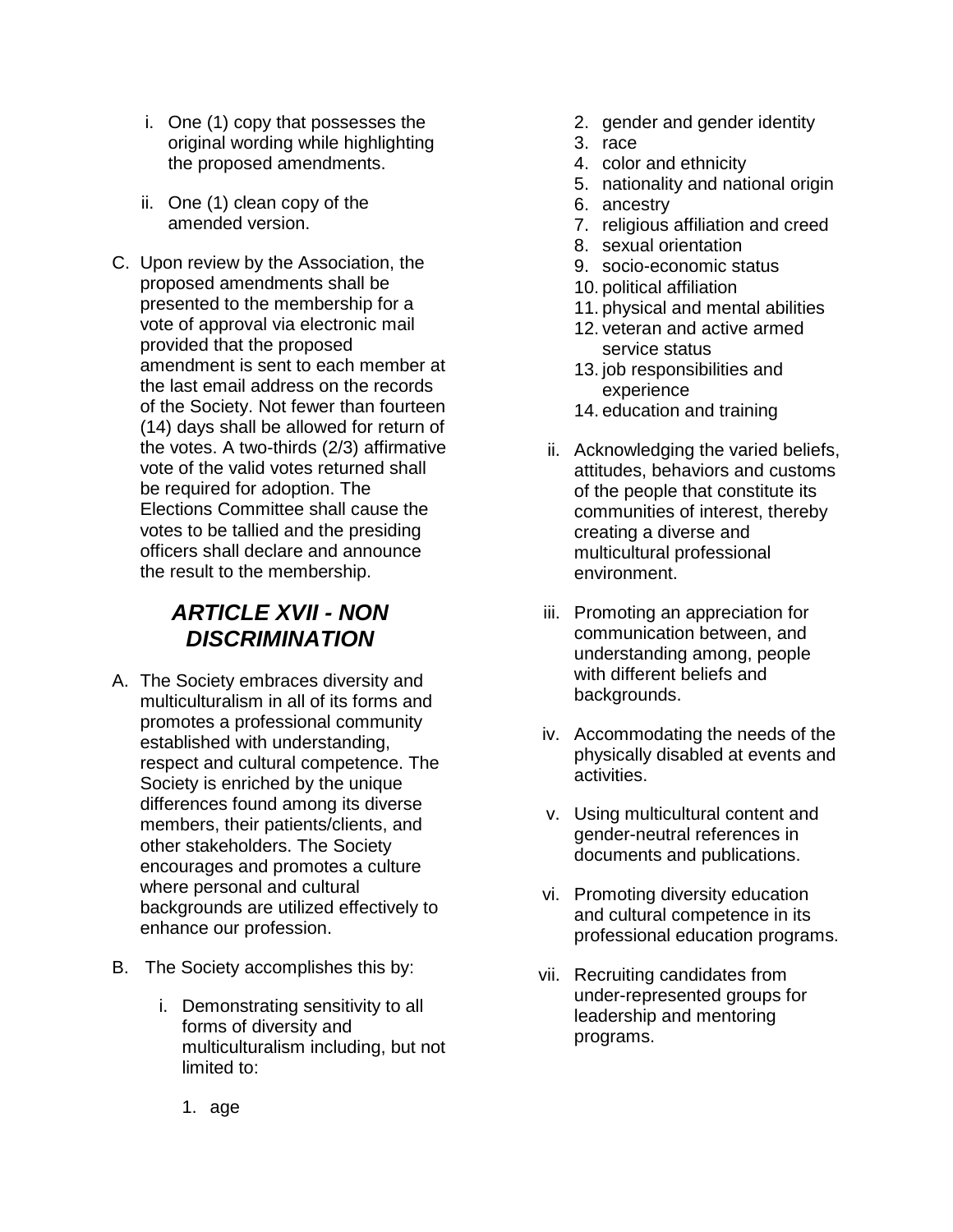i. One (1) copy that possesses the original wording while highlighting the proposed amendments.

ii. One (1) clean copy of the amended version.

C. Upon review by the Association, the proposed amendments shall be presented to the membership for a vote of approval via electronic mail provided that the proposed amendment is sent to each member at the last email address on the records of the Society. Not fewer than fourteen (14) days shall be allowed for return of the votes. A two-thirds (2/3) affirmative vote of the valid votes returned shall be required for adoption. The Elections Committee shall cause the votes to be tallied and the presiding officers shall declare and announce the result to the membership.

## *ARTICLE XVII - NON DISCRIMINATION*

A. The Society embraces diversity and multiculturalism in all of its forms and promotes a professional community established with understanding, respect and cultural competence. The Society is enriched by the unique differences found among its diverse members, their patients/clients, and other stakeholders. The Society encourages and promotes a culture where personal and cultural backgrounds are utilized effectively to enhance our profession.

B. The Society accomplishes this by:

i. Demonstrating sensitivity to all forms of diversity and multiculturalism including, but not limited to:

1. age
2. gender and gender identity
3. race
4. color and ethnicity
5. nationality and national origin
6. ancestry
7. religious affiliation and creed
8. sexual orientation
9. socio-economic status
10. political affiliation
11. physical and mental abilities
12. veteran and active armed service status
13. job responsibilities and experience
14. education and training

ii. Acknowledging the varied beliefs, attitudes, behaviors and customs of the people that constitute its communities of interest, thereby creating a diverse and multicultural professional environment.

iii. Promoting an appreciation for communication between, and understanding among, people with different beliefs and backgrounds.

iv. Accommodating the needs of the physically disabled at events and activities.

v. Using multicultural content and gender-neutral references in documents and publications.

vi. Promoting diversity education and cultural competence in its professional education programs.

vii. Recruiting candidates from under-represented groups for leadership and mentoring programs.